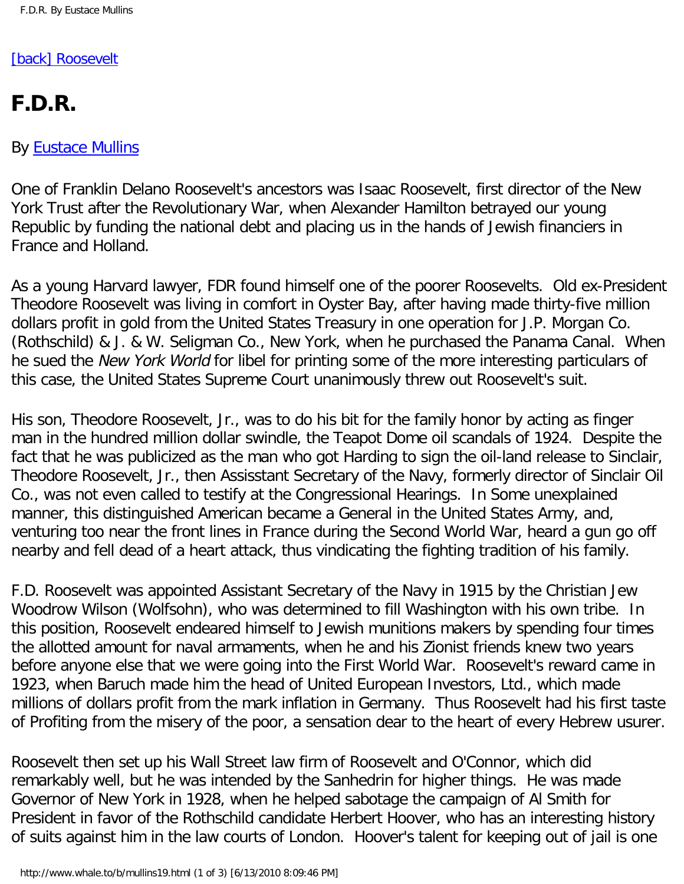[back] Roosevelt

# F.D.R.

By Eustace Mullins

One of Franklin Delano Roosevelt's ancestors was Isaac Roosevelt, first director of the New York Trust after the Revolutionary War, when Alexander Hamilton betrayed our young Republic by funding the national debt and placing us in the hands of Jewish financiers in France and Holland.

As a young Harvard lawyer, FDR found himself one of the poorer Roosevelts. Old ex-President Theodore Roosevelt was living in comfort in Oyster Bay, after having made thirty-five million dollars profit in gold from the United States Treasury in one operation for J.P. Morgan Co. (Rothschild) & J. & W. Seligman Co., New York, when he purchased the Panama Canal. When he sued the *New York World* for libel for printing some of the more interesting particulars of this case, the United States Supreme Court unanimously threw out Roosevelt's suit.

His son, Theodore Roosevelt, Jr., was to do his bit for the family honor by acting as finger man in the hundred million dollar swindle, the Teapot Dome oil scandals of 1924. Despite the fact that he was publicized as the man who got Harding to sign the oil-land release to Sinclair, Theodore Roosevelt, Jr., then Assisstant Secretary of the Navy, formerly director of Sinclair Oil Co., was not even called to testify at the Congressional Hearings. In Some unexplained manner, this distinguished American became a General in the United States Army, and, venturing too near the front lines in France during the Second World War, heard a gun go off nearby and fell dead of a heart attack, thus vindicating the fighting tradition of his family.

F.D. Roosevelt was appointed Assistant Secretary of the Navy in 1915 by the Christian Jew Woodrow Wilson (Wolfsohn), who was determined to fill Washington with his own tribe. In this position, Roosevelt endeared himself to Jewish munitions makers by spending four times the allotted amount for naval armaments, when he and his Zionist friends knew two years before anyone else that we were going into the First World War. Roosevelt's reward came in 1923, when Baruch made him the head of United European Investors, Ltd., which made millions of dollars profit from the mark inflation in Germany. Thus Roosevelt had his first taste of Profiting from the misery of the poor, a sensation dear to the heart of every Hebrew usurer.

Roosevelt then set up his Wall Street law firm of Roosevelt and O'Connor, which did remarkably well, but he was intended by the Sanhedrin for higher things. He was made Governor of New York in 1928, when he helped sabotage the campaign of Al Smith for President in favor of the Rothschild candidate Herbert Hoover, who has an interesting history of suits against him in the law courts of London. Hoover's talent for keeping out of jail is one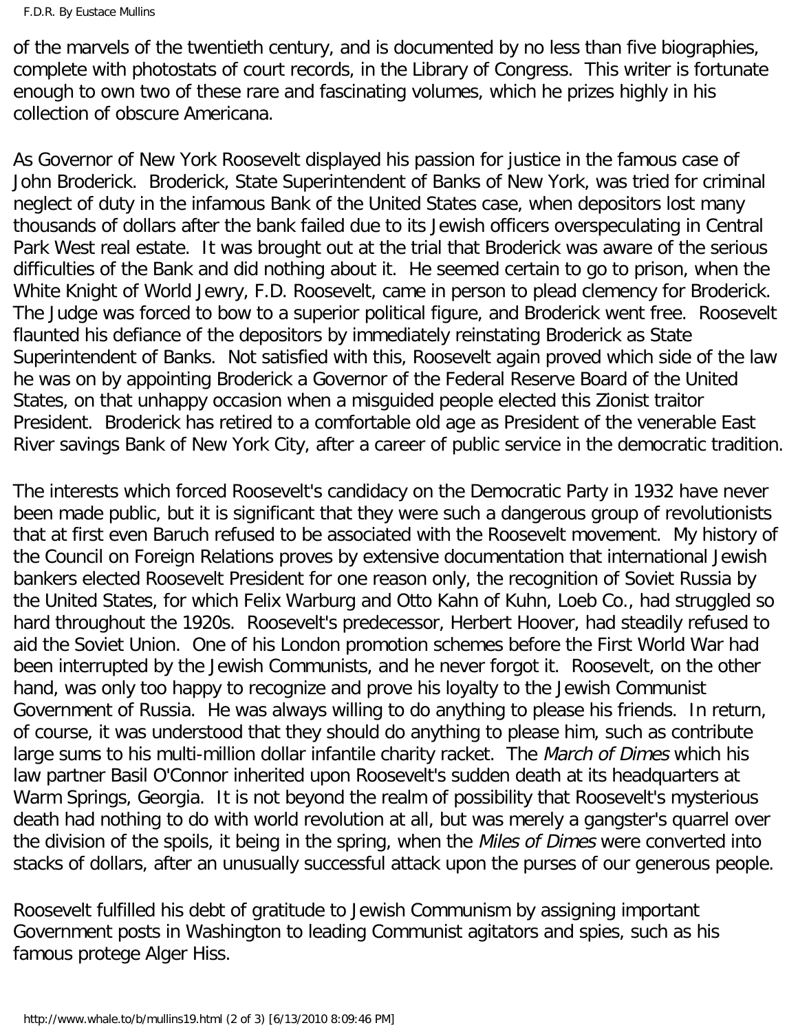of the marvels of the twentieth century, and is documented by no less than five biographies, complete with photostats of court records, in the Library of Congress. This writer is fortunate enough to own two of these rare and fascinating volumes, which he prizes highly in his collection of obscure Americana.

As Governor of New York Roosevelt displayed his passion for justice in the famous case of John Broderick. Broderick, State Superintendent of Banks of New York, was tried for criminal neglect of duty in the infamous Bank of the United States case, when depositors lost many thousands of dollars after the bank failed due to its Jewish officers overspeculating in Central Park West real estate. It was brought out at the trial that Broderick was aware of the serious difficulties of the Bank and did nothing about it. He seemed certain to go to prison, when the White Knight of World Jewry, F.D. Roosevelt, came in person to plead clemency for Broderick. The Judge was forced to bow to a superior political figure, and Broderick went free. Roosevelt flaunted his defiance of the depositors by immediately reinstating Broderick as State Superintendent of Banks. Not satisfied with this, Roosevelt again proved which side of the law he was on by appointing Broderick a Governor of the Federal Reserve Board of the United States, on that unhappy occasion when a misguided people elected this Zionist traitor President. Broderick has retired to a comfortable old age as President of the venerable East River savings Bank of New York City, after a career of public service in the democratic tradition.

The interests which forced Roosevelt's candidacy on the Democratic Party in 1932 have never been made public, but it is significant that they were such a dangerous group of revolutionists that at first even Baruch refused to be associated with the Roosevelt movement. My history of the Council on Foreign Relations proves by extensive documentation that international Jewish bankers elected Roosevelt President for one reason only, the recognition of Soviet Russia by the United States, for which Felix Warburg and Otto Kahn of Kuhn, Loeb Co., had struggled so hard throughout the 1920s. Roosevelt's predecessor, Herbert Hoover, had steadily refused to aid the Soviet Union. One of his London promotion schemes before the First World War had been interrupted by the Jewish Communists, and he never forgot it. Roosevelt, on the other hand, was only too happy to recognize and prove his loyalty to the Jewish Communist Government of Russia. He was always willing to do anything to please his friends. In return, of course, it was understood that they should do anything to please him, such as contribute large sums to his multi-million dollar infantile charity racket. The *March of Dimes* which his law partner Basil O'Connor inherited upon Roosevelt's sudden death at its headquarters at Warm Springs, Georgia. It is not beyond the realm of possibility that Roosevelt's mysterious death had nothing to do with world revolution at all, but was merely a gangster's quarrel over the division of the spoils, it being in the spring, when the *Miles of Dimes* were converted into stacks of dollars, after an unusually successful attack upon the purses of our generous people.

Roosevelt fulfilled his debt of gratitude to Jewish Communism by assigning important Government posts in Washington to leading Communist agitators and spies, such as his famous protege Alger Hiss.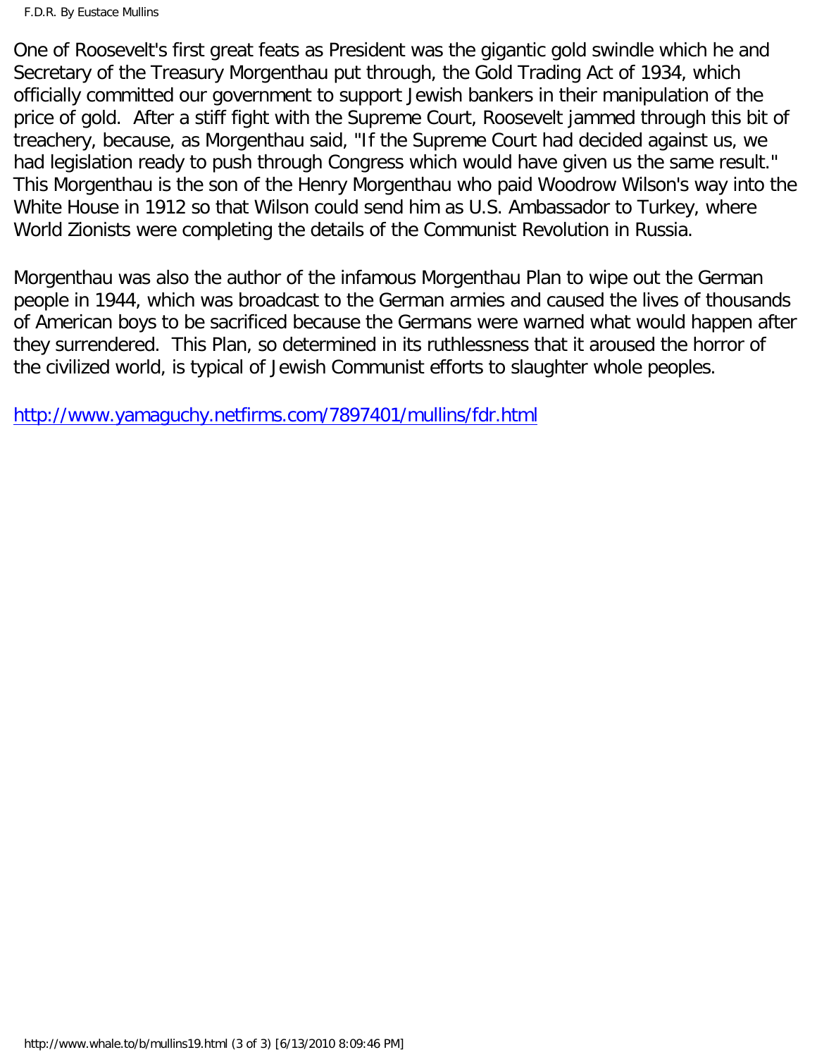One of Roosevelt's first great feats as President was the gigantic gold swindle which he and Secretary of the Treasury Morgenthau put through, the Gold Trading Act of 1934, which officially committed our government to support Jewish bankers in their manipulation of the price of gold.  After a stiff fight with the Supreme Court, Roosevelt jammed through this bit of treachery, because, as Morgenthau said, "If the Supreme Court had decided against us, we had legislation ready to push through Congress which would have given us the same result." This Morgenthau is the son of the Henry Morgenthau who paid Woodrow Wilson's way into the White House in 1912 so that Wilson could send him as U.S. Ambassador to Turkey, where World Zionists were completing the details of the Communist Revolution in Russia.

Morgenthau was also the author of the infamous Morgenthau Plan to wipe out the German people in 1944, which was broadcast to the German armies and caused the lives of thousands of American boys to be sacrificed because the Germans were warned what would happen after they surrendered.  This Plan, so determined in its ruthlessness that it aroused the horror of the civilized world, is typical of Jewish Communist efforts to slaughter whole peoples.

http://www.yamaguchy.netfirms.com/7897401/mullins/fdr.html